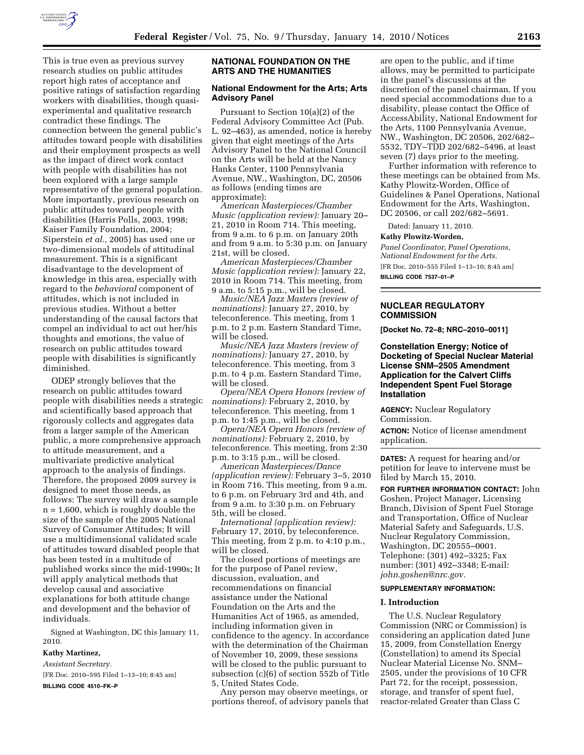This is true even as previous survey research studies on public attitudes report high rates of acceptance and positive ratings of satisfaction regarding workers with disabilities, though quasi-experimental and qualitative research contradict these findings. The connection between the general public's attitudes toward people with disabilities and their employment prospects as well as the impact of direct work contact with people with disabilities has not been explored with a large sample representative of the general population. More importantly, previous research on public attitudes toward people with disabilities (Harris Polls, 2003, 1998; Kaiser Family Foundation, 2004; Siperstein *et al.,* 2005) has used one or two-dimensional models of attitudinal measurement. This is a significant disadvantage to the development of knowledge in this area, especially with regard to the *behavioral* component of attitudes, which is not included in previous studies. Without a better understanding of the causal factors that compel an individual to act out her/his thoughts and emotions, the value of research on public attitudes toward people with disabilities is significantly diminished.

ODEP strongly believes that the research on public attitudes toward people with disabilities needs a strategic and scientifically based approach that rigorously collects and aggregates data from a larger sample of the American public, a more comprehensive approach to attitude measurement, and a multivariate predictive analytical approach to the analysis of findings. Therefore, the proposed 2009 survey is designed to meet those needs, as follows: The survey will draw a sample n = 1,600, which is roughly double the size of the sample of the 2005 National Survey of Consumer Attitudes; It will use a multidimensional validated scale of attitudes toward disabled people that has been tested in a multitude of published works since the mid-1990s; It will apply analytical methods that develop causal and associative explanations for both attitude change and development and the behavior of individuals.

Signed at Washington, DC this January 11, 2010.

**Kathy Martinez,**

*Assistant Secretary.*

[FR Doc. 2010–595 Filed 1–13–10; 8:45 am]

**BILLING CODE 4510–FK–P**

## NATIONAL FOUNDATION ON THE ARTS AND THE HUMANITIES

### National Endowment for the Arts; Arts Advisory Panel

Pursuant to Section 10(a)(2) of the Federal Advisory Committee Act (Pub. L. 92–463), as amended, notice is hereby given that eight meetings of the Arts Advisory Panel to the National Council on the Arts will be held at the Nancy Hanks Center, 1100 Pennsylvania Avenue, NW., Washington, DC, 20506 as follows (ending times are approximate):

*American Masterpieces/Chamber Music (application review):* January 20–21, 2010 in Room 714. This meeting, from 9 a.m. to 6 p.m. on January 20th and from 9 a.m. to 5:30 p.m. on January 21st, will be closed.

*American Masterpieces/Chamber Music (application review):* January 22, 2010 in Room 714. This meeting, from 9 a.m. to 5:15 p.m., will be closed.

*Music/NEA Jazz Masters (review of nominations):* January 27, 2010, by teleconference. This meeting, from 1 p.m. to 2 p.m. Eastern Standard Time, will be closed.

*Music/NEA Jazz Masters (review of nominations):* January 27, 2010, by teleconference. This meeting, from 3 p.m. to 4 p.m. Eastern Standard Time, will be closed.

*Opera/NEA Opera Honors (review of nominations):* February 2, 2010, by teleconference. This meeting, from 1 p.m. to 1:45 p.m., will be closed.

*Opera/NEA Opera Honors (review of nominations):* February 2, 2010, by teleconference. This meeting, from 2:30 p.m. to 3:15 p.m., will be closed.

*American Masterpieces/Dance (application review):* February 3–5, 2010 in Room 716. This meeting, from 9 a.m. to 6 p.m. on February 3rd and 4th, and from 9 a.m. to 3:30 p.m. on February 5th, will be closed.

*International (application review):* February 17, 2010, by teleconference. This meeting, from 2 p.m. to 4:10 p.m., will be closed.

The closed portions of meetings are for the purpose of Panel review, discussion, evaluation, and recommendations on financial assistance under the National Foundation on the Arts and the Humanities Act of 1965, as amended, including information given in confidence to the agency. In accordance with the determination of the Chairman of November 10, 2009, these sessions will be closed to the public pursuant to subsection (c)(6) of section 552b of Title 5, United States Code.

Any person may observe meetings, or portions thereof, of advisory panels that are open to the public, and if time allows, may be permitted to participate in the panel's discussions at the discretion of the panel chairman. If you need special accommodations due to a disability, please contact the Office of AccessAbility, National Endowment for the Arts, 1100 Pennsylvania Avenue, NW., Washington, DC 20506, 202/682–5532, TDY–TDD 202/682–5496, at least seven (7) days prior to the meeting.

Further information with reference to these meetings can be obtained from Ms. Kathy Plowitz-Worden, Office of Guidelines & Panel Operations, National Endowment for the Arts, Washington, DC 20506, or call 202/682–5691.

Dated: January 11, 2010.

**Kathy Plowitz-Worden,**

*Panel Coordinator, Panel Operations, National Endowment for the Arts.*

[FR Doc. 2010–555 Filed 1–13–10; 8:45 am]

**BILLING CODE 7537–01–P**

## NUCLEAR REGULATORY COMMISSION

**[Docket No. 72–8; NRC–2010–0011]**

### Constellation Energy; Notice of Docketing of Special Nuclear Material License SNM–2505 Amendment Application for the Calvert Cliffs Independent Spent Fuel Storage Installation

**AGENCY:** Nuclear Regulatory Commission.

**ACTION:** Notice of license amendment application.

**DATES:** A request for hearing and/or petition for leave to intervene must be filed by March 15, 2010.

**FOR FURTHER INFORMATION CONTACT:** John Goshen, Project Manager, Licensing Branch, Division of Spent Fuel Storage and Transportation, Office of Nuclear Material Safety and Safeguards, U.S. Nuclear Regulatory Commission, Washington, DC 20555–0001. Telephone: (301) 492–3325; Fax number: (301) 492–3348; E-mail: *john.goshen@nrc.gov.*

**SUPPLEMENTARY INFORMATION:**

#### I. Introduction

The U.S. Nuclear Regulatory Commission (NRC or Commission) is considering an application dated June 15, 2009, from Constellation Energy (Constellation) to amend its Special Nuclear Material License No. SNM–2505, under the provisions of 10 CFR Part 72, for the receipt, possession, storage, and transfer of spent fuel, reactor-related Greater than Class C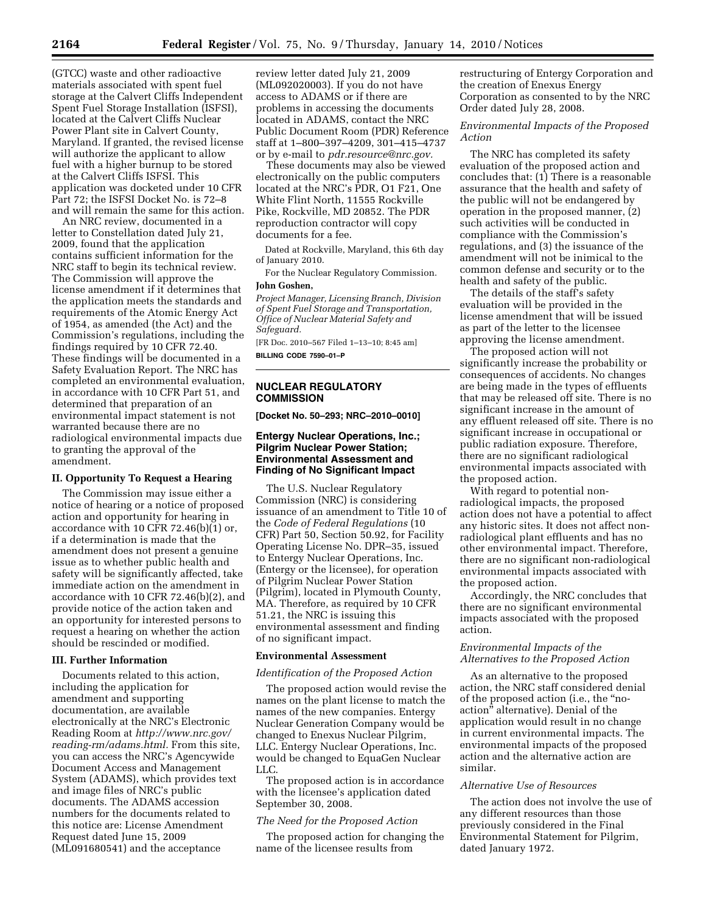(GTCC) waste and other radioactive materials associated with spent fuel storage at the Calvert Cliffs Independent Spent Fuel Storage Installation (ISFSI), located at the Calvert Cliffs Nuclear Power Plant site in Calvert County, Maryland. If granted, the revised license will authorize the applicant to allow fuel with a higher burnup to be stored at the Calvert Cliffs ISFSI. This application was docketed under 10 CFR Part 72; the ISFSI Docket No. is 72–8 and will remain the same for this action.

An NRC review, documented in a letter to Constellation dated July 21, 2009, found that the application contains sufficient information for the NRC staff to begin its technical review. The Commission will approve the license amendment if it determines that the application meets the standards and requirements of the Atomic Energy Act of 1954, as amended (the Act) and the Commission's regulations, including the findings required by 10 CFR 72.40. These findings will be documented in a Safety Evaluation Report. The NRC has completed an environmental evaluation, in accordance with 10 CFR Part 51, and determined that preparation of an environmental impact statement is not warranted because there are no radiological environmental impacts due to granting the approval of the amendment.

### II. Opportunity To Request a Hearing

The Commission may issue either a notice of hearing or a notice of proposed action and opportunity for hearing in accordance with 10 CFR 72.46(b)(1) or, if a determination is made that the amendment does not present a genuine issue as to whether public health and safety will be significantly affected, take immediate action on the amendment in accordance with 10 CFR 72.46(b)(2), and provide notice of the action taken and an opportunity for interested persons to request a hearing on whether the action should be rescinded or modified.

### III. Further Information

Documents related to this action, including the application for amendment and supporting documentation, are available electronically at the NRC's Electronic Reading Room at *http://www.nrc.gov/reading-rm/adams.html*. From this site, you can access the NRC's Agencywide Document Access and Management System (ADAMS), which provides text and image files of NRC's public documents. The ADAMS accession numbers for the documents related to this notice are: License Amendment Request dated June 15, 2009 (ML091680541) and the acceptance review letter dated July 21, 2009 (ML092020003). If you do not have access to ADAMS or if there are problems in accessing the documents located in ADAMS, contact the NRC Public Document Room (PDR) Reference staff at 1–800–397–4209, 301–415–4737 or by e-mail to *pdr.resource@nrc.gov*.

These documents may also be viewed electronically on the public computers located at the NRC's PDR, O1 F21, One White Flint North, 11555 Rockville Pike, Rockville, MD 20852. The PDR reproduction contractor will copy documents for a fee.

Dated at Rockville, Maryland, this 6th day of January 2010.

For the Nuclear Regulatory Commission.

**John Goshen,**

*Project Manager, Licensing Branch, Division of Spent Fuel Storage and Transportation, Office of Nuclear Material Safety and Safeguard.*

[FR Doc. 2010–567 Filed 1–13–10; 8:45 am]

**BILLING CODE 7590–01–P**

---

## NUCLEAR REGULATORY COMMISSION

**[Docket No. 50–293; NRC–2010–0010]**

## Entergy Nuclear Operations, Inc.; Pilgrim Nuclear Power Station; Environmental Assessment and Finding of No Significant Impact

The U.S. Nuclear Regulatory Commission (NRC) is considering issuance of an amendment to Title 10 of the *Code of Federal Regulations* (10 CFR) Part 50, Section 50.92, for Facility Operating License No. DPR–35, issued to Entergy Nuclear Operations, Inc. (Entergy or the licensee), for operation of Pilgrim Nuclear Power Station (Pilgrim), located in Plymouth County, MA. Therefore, as required by 10 CFR 51.21, the NRC is issuing this environmental assessment and finding of no significant impact.

### Environmental Assessment

*Identification of the Proposed Action*

The proposed action would revise the names on the plant license to match the names of the new companies. Entergy Nuclear Generation Company would be changed to Enexus Nuclear Pilgrim, LLC. Entergy Nuclear Operations, Inc. would be changed to EquaGen Nuclear LLC.

The proposed action is in accordance with the licensee's application dated September 30, 2008.

*The Need for the Proposed Action*

The proposed action for changing the name of the licensee results from restructuring of Entergy Corporation and the creation of Enexus Energy Corporation as consented to by the NRC Order dated July 28, 2008.

*Environmental Impacts of the Proposed Action*

The NRC has completed its safety evaluation of the proposed action and concludes that: (1) There is a reasonable assurance that the health and safety of the public will not be endangered by operation in the proposed manner, (2) such activities will be conducted in compliance with the Commission's regulations, and (3) the issuance of the amendment will not be inimical to the common defense and security or to the health and safety of the public.

The details of the staff's safety evaluation will be provided in the license amendment that will be issued as part of the letter to the licensee approving the license amendment.

The proposed action will not significantly increase the probability or consequences of accidents. No changes are being made in the types of effluents that may be released off site. There is no significant increase in the amount of any effluent released off site. There is no significant increase in occupational or public radiation exposure. Therefore, there are no significant radiological environmental impacts associated with the proposed action.

With regard to potential non-radiological impacts, the proposed action does not have a potential to affect any historic sites. It does not affect non-radiological plant effluents and has no other environmental impact. Therefore, there are no significant non-radiological environmental impacts associated with the proposed action.

Accordingly, the NRC concludes that there are no significant environmental impacts associated with the proposed action.

*Environmental Impacts of the Alternatives to the Proposed Action*

As an alternative to the proposed action, the NRC staff considered denial of the proposed action (i.e., the "no-action" alternative). Denial of the application would result in no change in current environmental impacts. The environmental impacts of the proposed action and the alternative action are similar.

*Alternative Use of Resources*

The action does not involve the use of any different resources than those previously considered in the Final Environmental Statement for Pilgrim, dated January 1972.